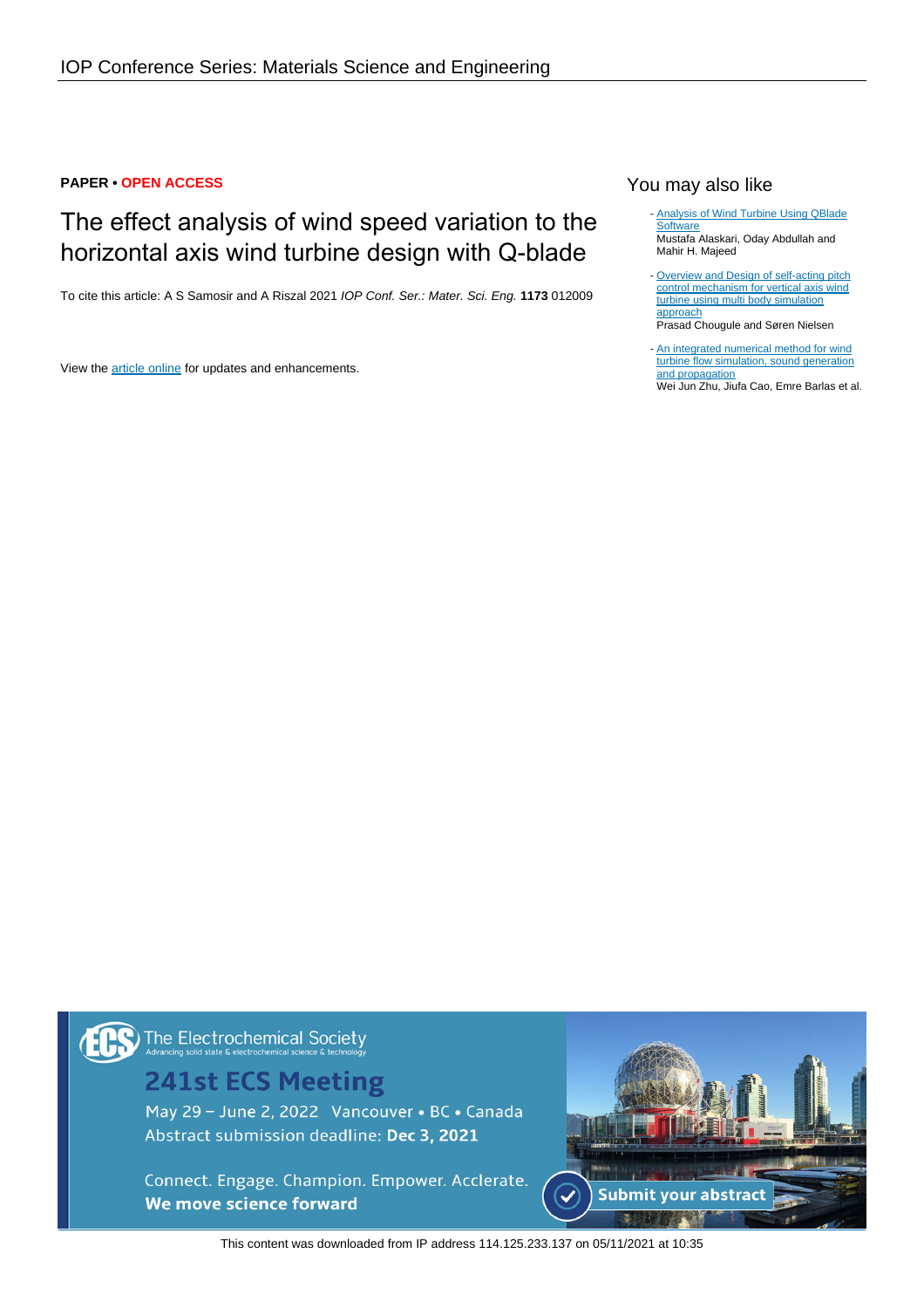IOP Conference Series: Materials Science and Engineering

**PAPER • OPEN ACCESS**

# The effect analysis of wind speed variation to the horizontal axis wind turbine design with Q-blade

To cite this article: A S Samosir and A Riszal 2021 *IOP Conf. Ser.: Mater. Sci. Eng.* **1173** 012009

View the article online for updates and enhancements.

## You may also like

- Analysis of Wind Turbine Using QBlade Software
  Mustafa Alaskari, Oday Abdullah and Mahir H. Majeed
- Overview and Design of self-acting pitch control mechanism for vertical axis wind turbine using multi body simulation approach
  Prasad Chougule and Søren Nielsen
- An integrated numerical method for wind turbine flow simulation, sound generation and propagation
  Wei Jun Zhu, Jiufa Cao, Emre Barlas et al.

The Electrochemical Society
Advancing solid state & electrochemical science & technology

241st ECS Meeting
May 29 – June 2, 2022 Vancouver • BC • Canada
Abstract submission deadline: **Dec 3, 2021**

Connect. Engage. Champion. Empower. Acclerate.
**We move science forward**

Submit your abstract

This content was downloaded from IP address 114.125.233.137 on 05/11/2021 at 10:35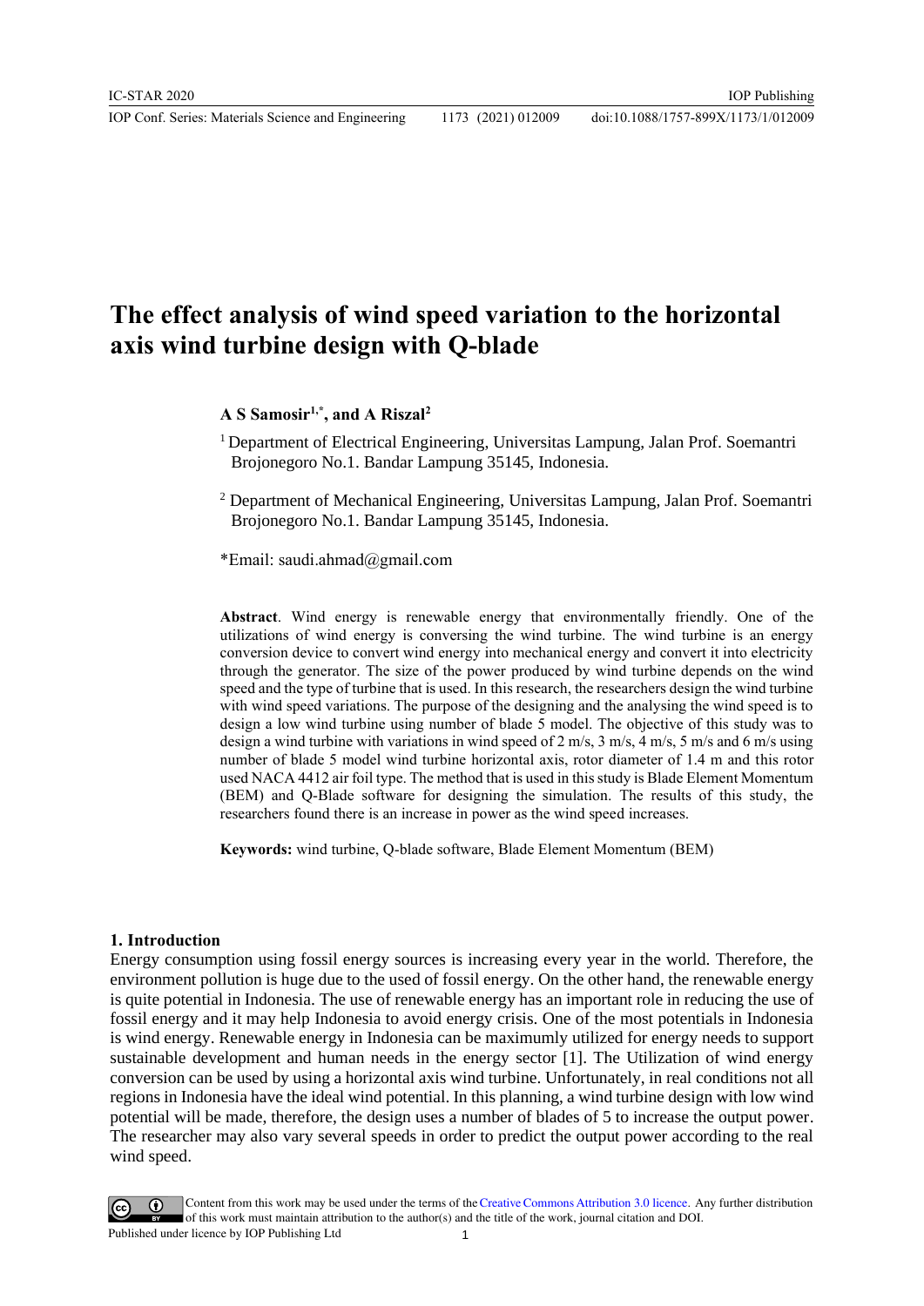# The effect analysis of wind speed variation to the horizontal axis wind turbine design with Q-blade

**A S Samosir[1,*], and A Riszal[2]**

[1] Department of Electrical Engineering, Universitas Lampung, Jalan Prof. Soemantri Brojonegoro No.1. Bandar Lampung 35145, Indonesia.

[2] Department of Mechanical Engineering, Universitas Lampung, Jalan Prof. Soemantri Brojonegoro No.1. Bandar Lampung 35145, Indonesia.

*Email: saudi.ahmad@gmail.com

**Abstract**. Wind energy is renewable energy that environmentally friendly. One of the utilizations of wind energy is conversing the wind turbine. The wind turbine is an energy conversion device to convert wind energy into mechanical energy and convert it into electricity through the generator. The size of the power produced by wind turbine depends on the wind speed and the type of turbine that is used. In this research, the researchers design the wind turbine with wind speed variations. The purpose of the designing and the analysing the wind speed is to design a low wind turbine using number of blade 5 model. The objective of this study was to design a wind turbine with variations in wind speed of 2 m/s, 3 m/s, 4 m/s, 5 m/s and 6 m/s using number of blade 5 model wind turbine horizontal axis, rotor diameter of 1.4 m and this rotor used NACA 4412 air foil type. The method that is used in this study is Blade Element Momentum (BEM) and Q-Blade software for designing the simulation. The results of this study, the researchers found there is an increase in power as the wind speed increases.

**Keywords:** wind turbine, Q-blade software, Blade Element Momentum (BEM)

## 1. Introduction

Energy consumption using fossil energy sources is increasing every year in the world. Therefore, the environment pollution is huge due to the used of fossil energy. On the other hand, the renewable energy is quite potential in Indonesia. The use of renewable energy has an important role in reducing the use of fossil energy and it may help Indonesia to avoid energy crisis. One of the most potentials in Indonesia is wind energy. Renewable energy in Indonesia can be maximumly utilized for energy needs to support sustainable development and human needs in the energy sector [1]. The Utilization of wind energy conversion can be used by using a horizontal axis wind turbine. Unfortunately, in real conditions not all regions in Indonesia have the ideal wind potential. In this planning, a wind turbine design with low wind potential will be made, therefore, the design uses a number of blades of 5 to increase the output power. The researcher may also vary several speeds in order to predict the output power according to the real wind speed.

Content from this work may be used under the terms of the Creative Commons Attribution 3.0 licence. Any further distribution of this work must maintain attribution to the author(s) and the title of the work, journal citation and DOI.
Published under licence by IOP Publishing Ltd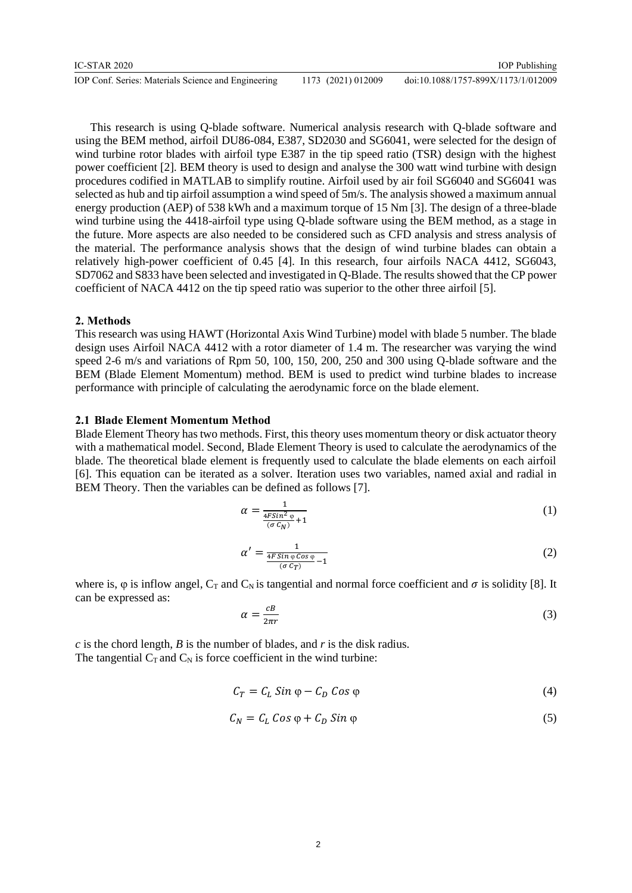This research is using Q-blade software. Numerical analysis research with Q-blade software and using the BEM method, airfoil DU86-084, E387, SD2030 and SG6041, were selected for the design of wind turbine rotor blades with airfoil type E387 in the tip speed ratio (TSR) design with the highest power coefficient [2]. BEM theory is used to design and analyse the 300 watt wind turbine with design procedures codified in MATLAB to simplify routine. Airfoil used by air foil SG6040 and SG6041 was selected as hub and tip airfoil assumption a wind speed of 5m/s. The analysis showed a maximum annual energy production (AEP) of 538 kWh and a maximum torque of 15 Nm [3]. The design of a three-blade wind turbine using the 4418-airfoil type using Q-blade software using the BEM method, as a stage in the future. More aspects are also needed to be considered such as CFD analysis and stress analysis of the material. The performance analysis shows that the design of wind turbine blades can obtain a relatively high-power coefficient of 0.45 [4]. In this research, four airfoils NACA 4412, SG6043, SD7062 and S833 have been selected and investigated in Q-Blade. The results showed that the CP power coefficient of NACA 4412 on the tip speed ratio was superior to the other three airfoil [5].

## 2. Methods

This research was using HAWT (Horizontal Axis Wind Turbine) model with blade 5 number. The blade design uses Airfoil NACA 4412 with a rotor diameter of 1.4 m. The researcher was varying the wind speed 2-6 m/s and variations of Rpm 50, 100, 150, 200, 250 and 300 using Q-blade software and the BEM (Blade Element Momentum) method. BEM is used to predict wind turbine blades to increase performance with principle of calculating the aerodynamic force on the blade element.

### 2.1 Blade Element Momentum Method

Blade Element Theory has two methods. First, this theory uses momentum theory or disk actuator theory with a mathematical model. Second, Blade Element Theory is used to calculate the aerodynamics of the blade. The theoretical blade element is frequently used to calculate the blade elements on each airfoil [6]. This equation can be iterated as a solver. Iteration uses two variables, named axial and radial in BEM Theory. Then the variables can be defined as follows [7].

$$\alpha = \frac{1}{\frac{4FSin^2\varphi}{(\sigma\, C_N)}+1} \tag{1}$$

$$\alpha' = \frac{1}{\frac{4F\,Sin\,\varphi\,Cos\,\varphi}{(\sigma\, C_T)}-1} \tag{2}$$

where is, φ is inflow angel, $C_T$ and $C_N$ is tangential and normal force coefficient and $\sigma$ is solidity [8]. It can be expressed as:

$$\alpha = \frac{cB}{2\pi r} \tag{3}$$

*c* is the chord length, *B* is the number of blades, and *r* is the disk radius.
The tangential $C_T$ and $C_N$ is force coefficient in the wind turbine:

$$C_T = C_L\, Sin\,\varphi - C_D\, Cos\,\varphi \tag{4}$$

$$C_N = C_L\, Cos\,\varphi + C_D\, Sin\,\varphi \tag{5}$$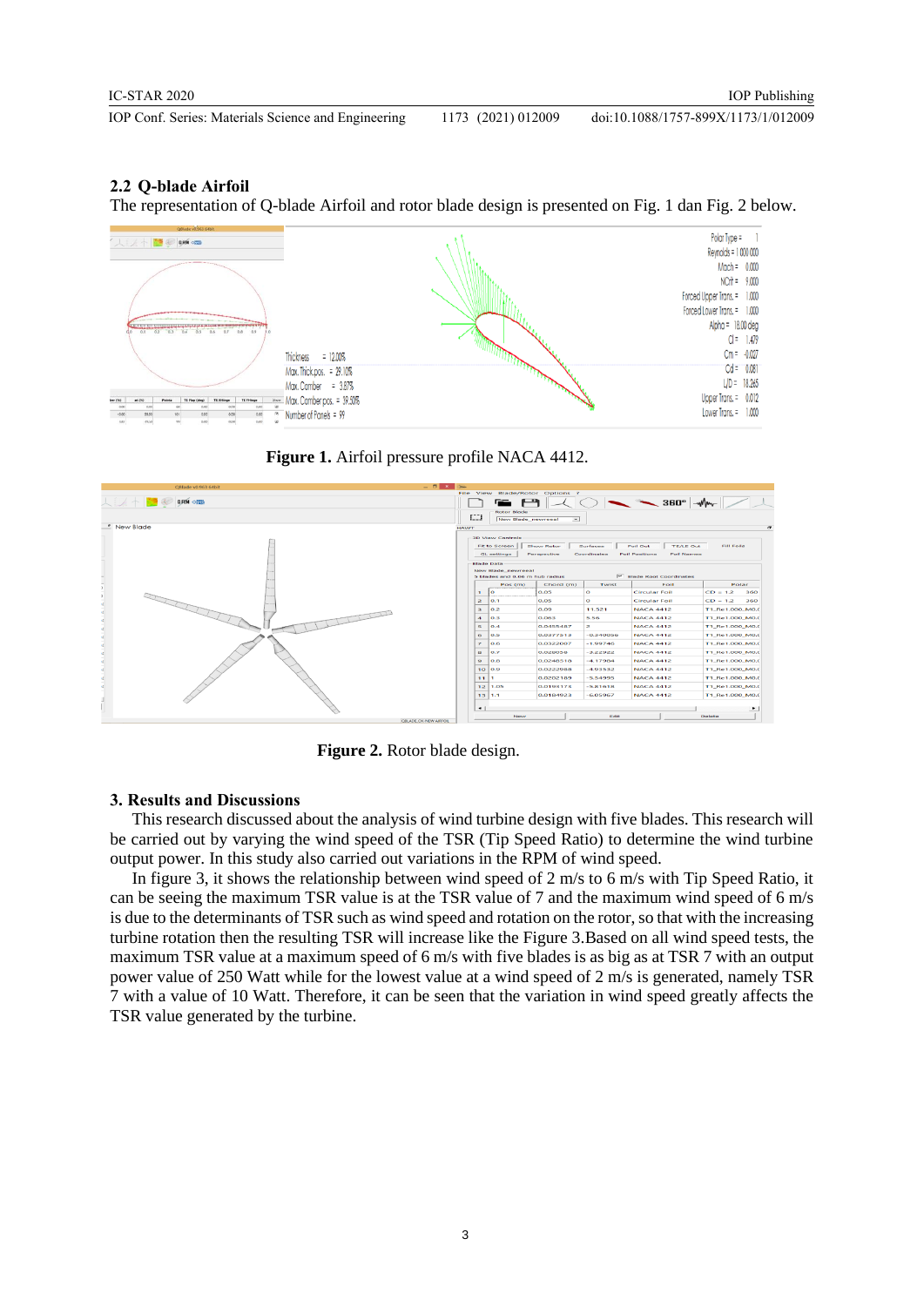## 2.2 Q-blade Airfoil

The representation of Q-blade Airfoil and rotor blade design is presented on Fig. 1 dan Fig. 2 below.

**Figure 1.** Airfoil pressure profile NACA 4412.

**Figure 2.** Rotor blade design.

# 3. Results and Discussions

This research discussed about the analysis of wind turbine design with five blades. This research will be carried out by varying the wind speed of the TSR (Tip Speed Ratio) to determine the wind turbine output power. In this study also carried out variations in the RPM of wind speed.

In figure 3, it shows the relationship between wind speed of 2 m/s to 6 m/s with Tip Speed Ratio, it can be seeing the maximum TSR value is at the TSR value of 7 and the maximum wind speed of 6 m/s is due to the determinants of TSR such as wind speed and rotation on the rotor, so that with the increasing turbine rotation then the resulting TSR will increase like the Figure 3.Based on all wind speed tests, the maximum TSR value at a maximum speed of 6 m/s with five blades is as big as at TSR 7 with an output power value of 250 Watt while for the lowest value at a wind speed of 2 m/s is generated, namely TSR 7 with a value of 10 Watt. Therefore, it can be seen that the variation in wind speed greatly affects the TSR value generated by the turbine.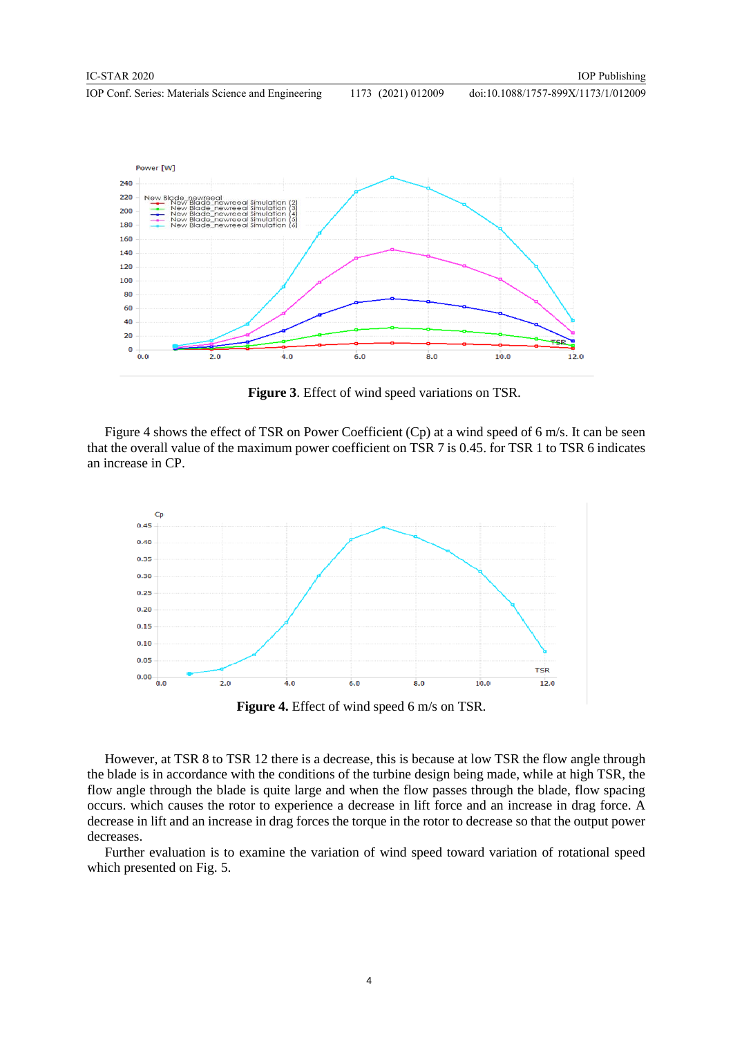**Figure 3**. Effect of wind speed variations on TSR.

Figure 4 shows the effect of TSR on Power Coefficient (Cp) at a wind speed of 6 m/s. It can be seen that the overall value of the maximum power coefficient on TSR 7 is 0.45. for TSR 1 to TSR 6 indicates an increase in CP.

**Figure 4.** Effect of wind speed 6 m/s on TSR.

However, at TSR 8 to TSR 12 there is a decrease, this is because at low TSR the flow angle through the blade is in accordance with the conditions of the turbine design being made, while at high TSR, the flow angle through the blade is quite large and when the flow passes through the blade, flow spacing occurs. which causes the rotor to experience a decrease in lift force and an increase in drag force. A decrease in lift and an increase in drag forces the torque in the rotor to decrease so that the output power decreases.

Further evaluation is to examine the variation of wind speed toward variation of rotational speed which presented on Fig. 5.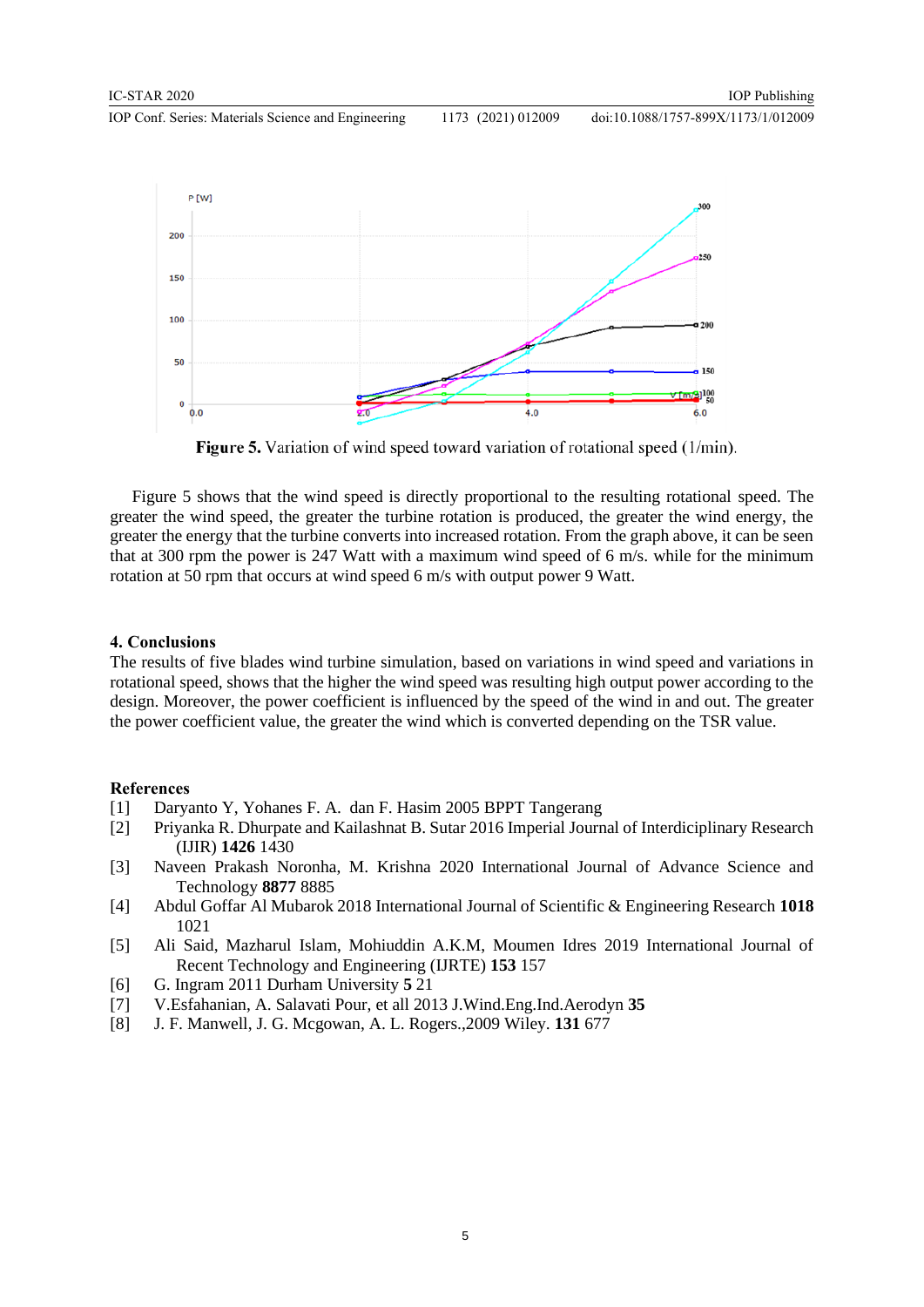P [W]

200

150

100

50

0

0.0

2.0

4.0

6.0

V [m/s]

300

250

200

150

100

50

**Figure 5.** Variation of wind speed toward variation of rotational speed (1/min).

Figure 5 shows that the wind speed is directly proportional to the resulting rotational speed. The greater the wind speed, the greater the turbine rotation is produced, the greater the wind energy, the greater the energy that the turbine converts into increased rotation. From the graph above, it can be seen that at 300 rpm the power is 247 Watt with a maximum wind speed of 6 m/s. while for the minimum rotation at 50 rpm that occurs at wind speed 6 m/s with output power 9 Watt.

## 4. Conclusions

The results of five blades wind turbine simulation, based on variations in wind speed and variations in rotational speed, shows that the higher the wind speed was resulting high output power according to the design. Moreover, the power coefficient is influenced by the speed of the wind in and out. The greater the power coefficient value, the greater the wind which is converted depending on the TSR value.

## References

[1] Daryanto Y, Yohanes F. A. dan F. Hasim 2005 BPPT Tangerang

[2] Priyanka R. Dhurpate and Kailashnat B. Sutar 2016 Imperial Journal of Interdiciplinary Research (IJIR) **1426** 1430

[3] Naveen Prakash Noronha, M. Krishna 2020 International Journal of Advance Science and Technology **8877** 8885

[4] Abdul Goffar Al Mubarok 2018 International Journal of Scientific & Engineering Research **1018** 1021

[5] Ali Said, Mazharul Islam, Mohiuddin A.K.M, Moumen Idres 2019 International Journal of Recent Technology and Engineering (IJRTE) **153** 157

[6] G. Ingram 2011 Durham University **5** 21

[7] V.Esfahanian, A. Salavati Pour, et all 2013 J.Wind.Eng.Ind.Aerodyn **35**

[8] J. F. Manwell, J. G. Mcgowan, A. L. Rogers.,2009 Wiley. **131** 677